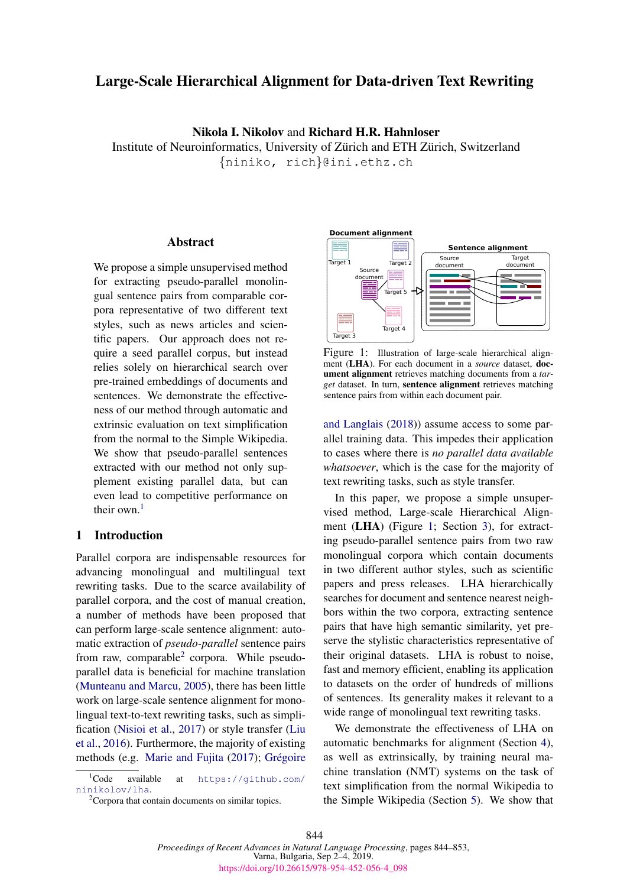# Large-Scale Hierarchical Alignment for Data-driven Text Rewriting

**Nikola I. Nikolov** and **Richard H.R. Hahnloser**
Institute of Neuroinformatics, University of Zürich and ETH Zürich, Switzerland
{niniko, rich}@ini.ethz.ch

## Abstract

We propose a simple unsupervised method for extracting pseudo-parallel monolingual sentence pairs from comparable corpora representative of two different text styles, such as news articles and scientific papers. Our approach does not require a seed parallel corpus, but instead relies solely on hierarchical search over pre-trained embeddings of documents and sentences. We demonstrate the effectiveness of our method through automatic and extrinsic evaluation on text simplification from the normal to the Simple Wikipedia. We show that pseudo-parallel sentences extracted with our method not only supplement existing parallel data, but can even lead to competitive performance on their own.[1]

## 1 Introduction

Parallel corpora are indispensable resources for advancing monolingual and multilingual text rewriting tasks. Due to the scarce availability of parallel corpora, and the cost of manual creation, a number of methods have been proposed that can perform large-scale sentence alignment: automatic extraction of *pseudo-parallel* sentence pairs from raw, comparable[2] corpora. While pseudo-parallel data is beneficial for machine translation (Munteanu and Marcu, 2005), there has been little work on large-scale sentence alignment for monolingual text-to-text rewriting tasks, such as simplification (Nisioi et al., 2017) or style transfer (Liu et al., 2016). Furthermore, the majority of existing methods (e.g. Marie and Fujita (2017); Grégoire and Langlais (2018)) assume access to some parallel training data. This impedes their application to cases where there is *no parallel data available whatsoever*, which is the case for the majority of text rewriting tasks, such as style transfer.

Document alignment

Target 1

Target 2

Source document

Target 5

Target 3

Target 4

Sentence alignment

Source document

Target document

Figure 1: Illustration of large-scale hierarchical alignment (**LHA**). For each document in a *source* dataset, **document alignment** retrieves matching documents from a *target* dataset. In turn, **sentence alignment** retrieves matching sentence pairs from within each document pair.

In this paper, we propose a simple unsupervised method, Large-scale Hierarchical Alignment (**LHA**) (Figure 1; Section 3), for extracting pseudo-parallel sentence pairs from two raw monolingual corpora which contain documents in two different author styles, such as scientific papers and press releases. LHA hierarchically searches for document and sentence nearest neighbors within the two corpora, extracting sentence pairs that have high semantic similarity, yet preserve the stylistic characteristics representative of their original datasets. LHA is robust to noise, fast and memory efficient, enabling its application to datasets on the order of hundreds of millions of sentences. Its generality makes it relevant to a wide range of monolingual text rewriting tasks.

We demonstrate the effectiveness of LHA on automatic benchmarks for alignment (Section 4), as well as extrinsically, by training neural machine translation (NMT) systems on the task of text simplification from the normal Wikipedia to the Simple Wikipedia (Section 5). We show that

[1] Code available at https://github.com/ninikolov/lha.

[2] Corpora that contain documents on similar topics.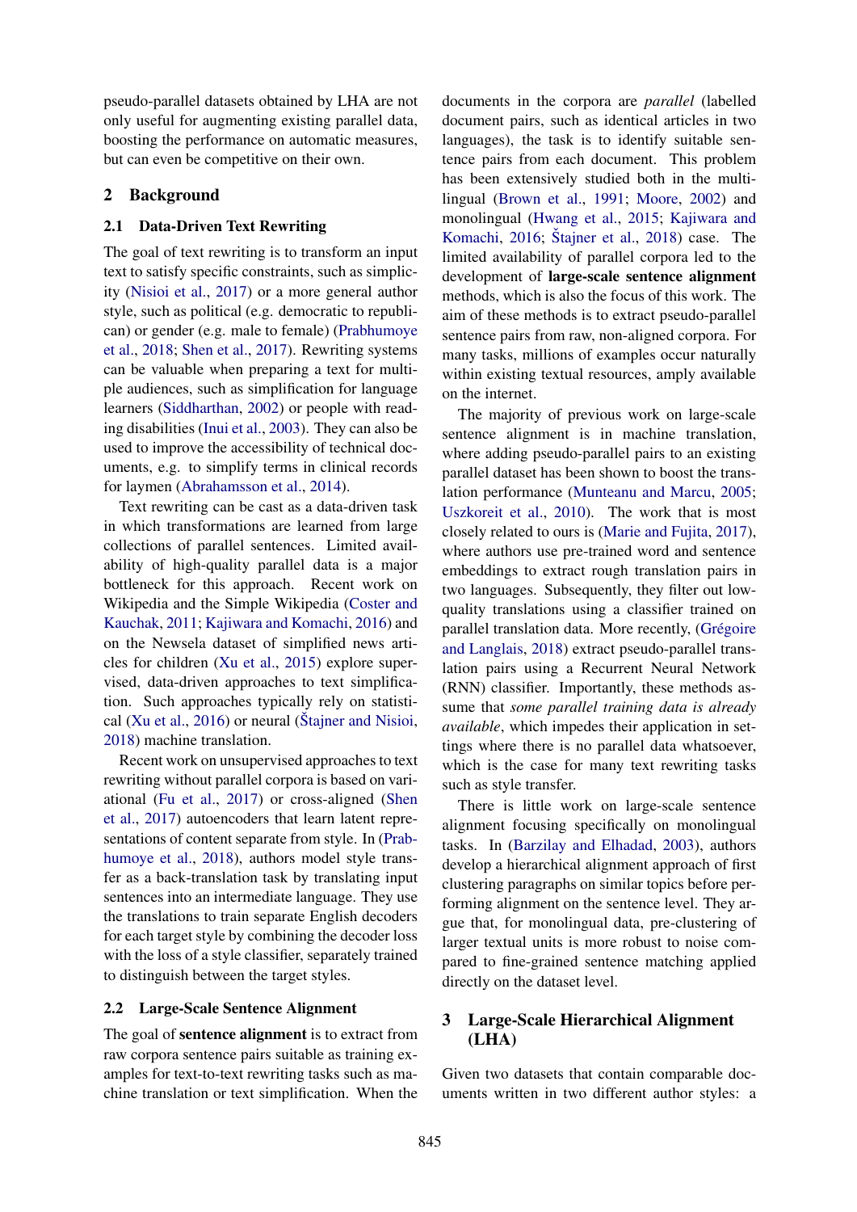pseudo-parallel datasets obtained by LHA are not only useful for augmenting existing parallel data, boosting the performance on automatic measures, but can even be competitive on their own.

## 2 Background

### 2.1 Data-Driven Text Rewriting

The goal of text rewriting is to transform an input text to satisfy specific constraints, such as simplicity (Nisioi et al., 2017) or a more general author style, such as political (e.g. democratic to republican) or gender (e.g. male to female) (Prabhumoye et al., 2018; Shen et al., 2017). Rewriting systems can be valuable when preparing a text for multiple audiences, such as simplification for language learners (Siddharthan, 2002) or people with reading disabilities (Inui et al., 2003). They can also be used to improve the accessibility of technical documents, e.g. to simplify terms in clinical records for laymen (Abrahamsson et al., 2014).

Text rewriting can be cast as a data-driven task in which transformations are learned from large collections of parallel sentences. Limited availability of high-quality parallel data is a major bottleneck for this approach. Recent work on Wikipedia and the Simple Wikipedia (Coster and Kauchak, 2011; Kajiwara and Komachi, 2016) and on the Newsela dataset of simplified news articles for children (Xu et al., 2015) explore supervised, data-driven approaches to text simplification. Such approaches typically rely on statistical (Xu et al., 2016) or neural (Štajner and Nisioi, 2018) machine translation.

Recent work on unsupervised approaches to text rewriting without parallel corpora is based on variational (Fu et al., 2017) or cross-aligned (Shen et al., 2017) autoencoders that learn latent representations of content separate from style. In (Prabhumoye et al., 2018), authors model style transfer as a back-translation task by translating input sentences into an intermediate language. They use the translations to train separate English decoders for each target style by combining the decoder loss with the loss of a style classifier, separately trained to distinguish between the target styles.

### 2.2 Large-Scale Sentence Alignment

The goal of **sentence alignment** is to extract from raw corpora sentence pairs suitable as training examples for text-to-text rewriting tasks such as machine translation or text simplification. When the documents in the corpora are *parallel* (labelled document pairs, such as identical articles in two languages), the task is to identify suitable sentence pairs from each document. This problem has been extensively studied both in the multilingual (Brown et al., 1991; Moore, 2002) and monolingual (Hwang et al., 2015; Kajiwara and Komachi, 2016; Štajner et al., 2018) case. The limited availability of parallel corpora led to the development of **large-scale sentence alignment** methods, which is also the focus of this work. The aim of these methods is to extract pseudo-parallel sentence pairs from raw, non-aligned corpora. For many tasks, millions of examples occur naturally within existing textual resources, amply available on the internet.

The majority of previous work on large-scale sentence alignment is in machine translation, where adding pseudo-parallel pairs to an existing parallel dataset has been shown to boost the translation performance (Munteanu and Marcu, 2005; Uszkoreit et al., 2010). The work that is most closely related to ours is (Marie and Fujita, 2017), where authors use pre-trained word and sentence embeddings to extract rough translation pairs in two languages. Subsequently, they filter out low-quality translations using a classifier trained on parallel translation data. More recently, (Grégoire and Langlais, 2018) extract pseudo-parallel translation pairs using a Recurrent Neural Network (RNN) classifier. Importantly, these methods assume that *some parallel training data is already available*, which impedes their application in settings where there is no parallel data whatsoever, which is the case for many text rewriting tasks such as style transfer.

There is little work on large-scale sentence alignment focusing specifically on monolingual tasks. In (Barzilay and Elhadad, 2003), authors develop a hierarchical alignment approach of first clustering paragraphs on similar topics before performing alignment on the sentence level. They argue that, for monolingual data, pre-clustering of larger textual units is more robust to noise compared to fine-grained sentence matching applied directly on the dataset level.

## 3 Large-Scale Hierarchical Alignment (LHA)

Given two datasets that contain comparable documents written in two different author styles: a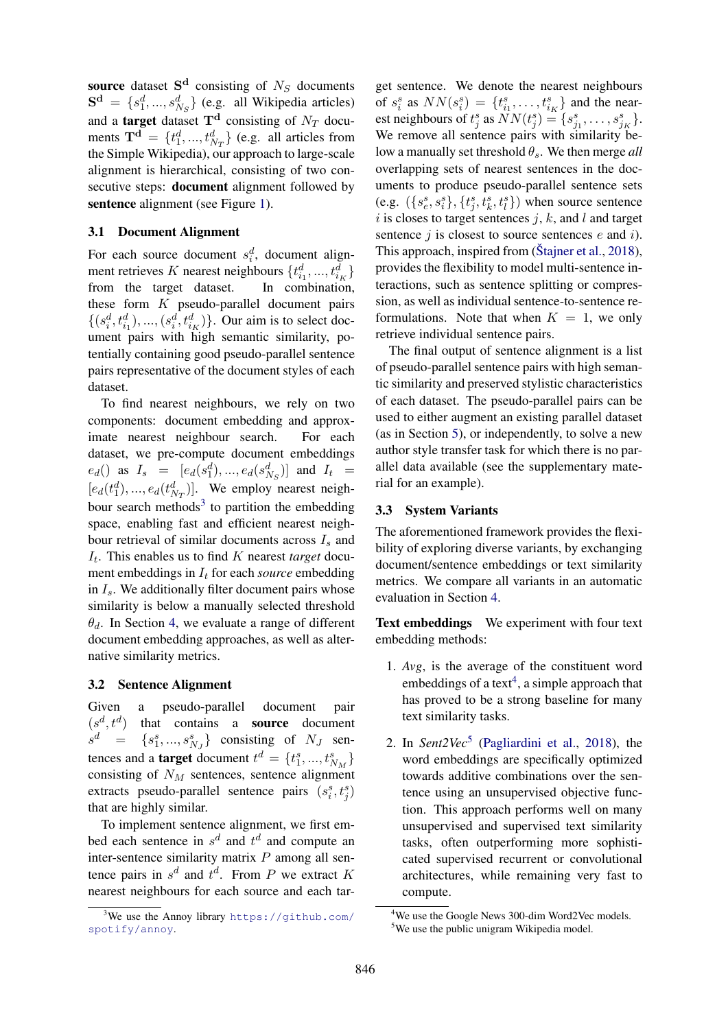**source** dataset $\mathbf{S^d}$ consisting of $N_S$ documents $\mathbf{S^d} = \{s^d_1, ..., s^d_{N_S}\}$ (e.g. all Wikipedia articles) and a **target** dataset $\mathbf{T^d}$ consisting of $N_T$ documents $\mathbf{T^d} = \{t^d_1, ..., t^d_{N_T}\}$ (e.g. all articles from the Simple Wikipedia), our approach to large-scale alignment is hierarchical, consisting of two consecutive steps: **document** alignment followed by **sentence** alignment (see Figure 1).

### 3.1 Document Alignment

For each source document $s^d_i$, document alignment retrieves $K$ nearest neighbours $\{t^d_{i_1}, ..., t^d_{i_K}\}$ from the target dataset. In combination, these form $K$ pseudo-parallel document pairs $\{(s^d_i, t^d_{i_1}), ..., (s^d_i, t^d_{i_K})\}$. Our aim is to select document pairs with high semantic similarity, potentially containing good pseudo-parallel sentence pairs representative of the document styles of each dataset.

To find nearest neighbours, we rely on two components: document embedding and approximate nearest neighbour search. For each dataset, we pre-compute document embeddings $e_d()$ as $I_s = [e_d(s^d_1), ..., e_d(s^d_{N_S})]$ and $I_t = [e_d(t^d_1), ..., e_d(t^d_{N_T})]$. We employ nearest neighbour search methods[3] to partition the embedding space, enabling fast and efficient nearest neighbour retrieval of similar documents across $I_s$ and $I_t$. This enables us to find $K$ nearest *target* document embeddings in $I_t$ for each *source* embedding in $I_s$. We additionally filter document pairs whose similarity is below a manually selected threshold $\theta_d$. In Section 4, we evaluate a range of different document embedding approaches, as well as alternative similarity metrics.

### 3.2 Sentence Alignment

Given a pseudo-parallel document pair $(s^d, t^d)$ that contains a **source** document $s^d = \{s^s_1, ..., s^s_{N_J}\}$ consisting of $N_J$ sentences and a **target** document $t^d = \{t^s_1, ..., t^s_{N_M}\}$ consisting of $N_M$ sentences, sentence alignment extracts pseudo-parallel sentence pairs $(s^s_i, t^s_j)$ that are highly similar.

To implement sentence alignment, we first embed each sentence in $s^d$ and $t^d$ and compute an inter-sentence similarity matrix $P$ among all sentence pairs in $s^d$ and $t^d$. From $P$ we extract $K$ nearest neighbours for each source and each target sentence. We denote the nearest neighbours of $s^s_i$ as $NN(s^s_i) = \{t^s_{i_1}, \ldots, t^s_{i_K}\}$ and the nearest neighbours of $t^s_j$ as $NN(t^s_j) = \{s^s_{j_1}, \ldots, s^s_{j_K}\}$. We remove all sentence pairs with similarity below a manually set threshold $\theta_s$. We then merge *all* overlapping sets of nearest sentences in the documents to produce pseudo-parallel sentence sets (e.g. $(\{s^s_e, s^s_i\}, \{t^s_j, t^s_k, t^s_l\})$ when source sentence $i$ is closes to target sentences $j$, $k$, and $l$ and target sentence $j$ is closest to source sentences $e$ and $i$). This approach, inspired from (Štajner et al., 2018), provides the flexibility to model multi-sentence interactions, such as sentence splitting or compression, as well as individual sentence-to-sentence reformulations. Note that when $K = 1$, we only retrieve individual sentence pairs.

The final output of sentence alignment is a list of pseudo-parallel sentence pairs with high semantic similarity and preserved stylistic characteristics of each dataset. The pseudo-parallel pairs can be used to either augment an existing parallel dataset (as in Section 5), or independently, to solve a new author style transfer task for which there is no parallel data available (see the supplementary material for an example).

### 3.3 System Variants

The aforementioned framework provides the flexibility of exploring diverse variants, by exchanging document/sentence embeddings or text similarity metrics. We compare all variants in an automatic evaluation in Section 4.

**Text embeddings** We experiment with four text embedding methods:

1. *Avg*, is the average of the constituent word embeddings of a text[4], a simple approach that has proved to be a strong baseline for many text similarity tasks.

2. In *Sent2Vec*[5] (Pagliardini et al., 2018), the word embeddings are specifically optimized towards additive combinations over the sentence using an unsupervised objective function. This approach performs well on many unsupervised and supervised text similarity tasks, often outperforming more sophisticated supervised recurrent or convolutional architectures, while remaining very fast to compute.

[3] We use the Annoy library https://github.com/spotify/annoy.

[4] We use the Google News 300-dim Word2Vec models.

[5] We use the public unigram Wikipedia model.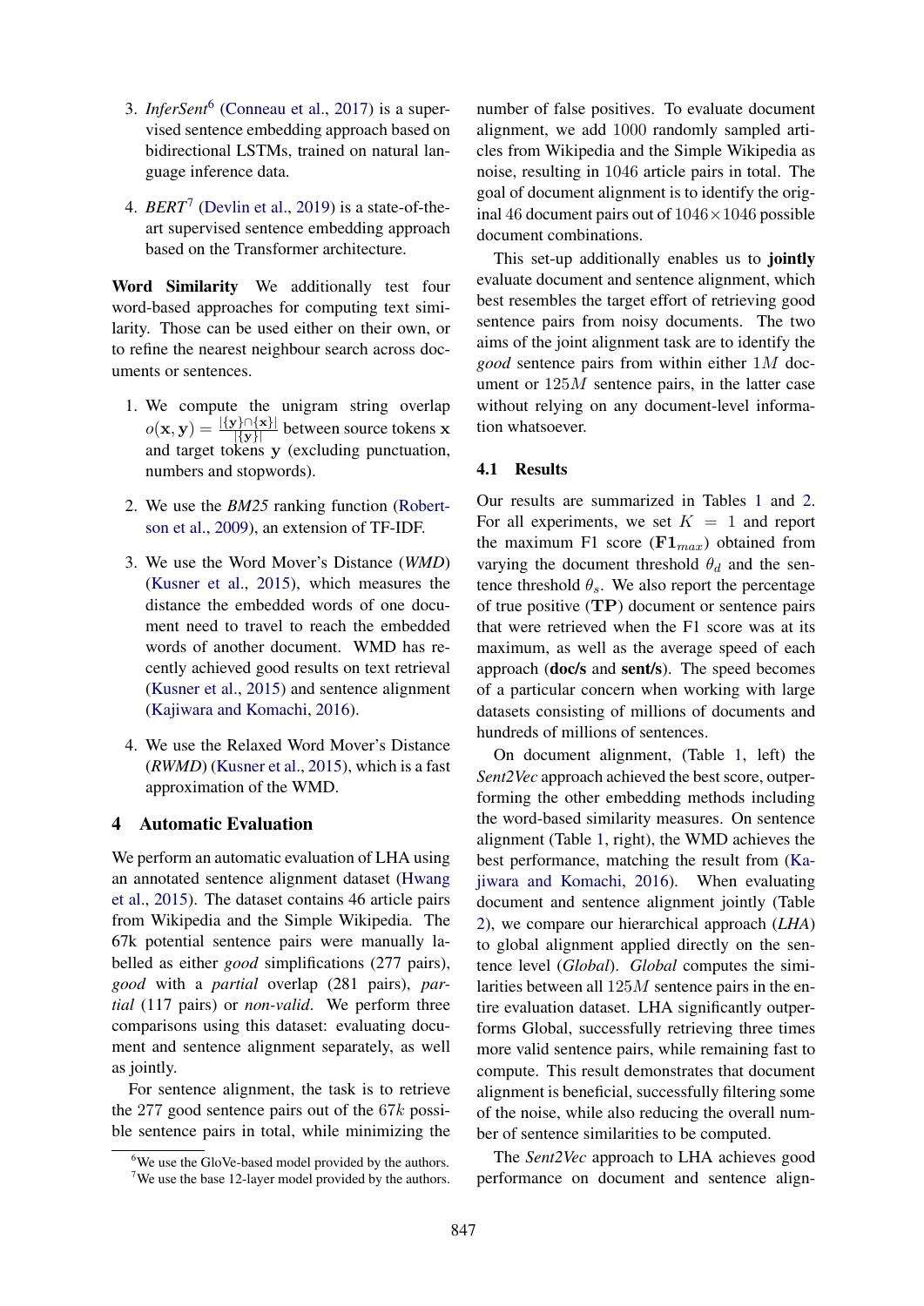3. *InferSent*[6] (Conneau et al., 2017) is a supervised sentence embedding approach based on bidirectional LSTMs, trained on natural language inference data.

4. *BERT*[7] (Devlin et al., 2019) is a state-of-the-art supervised sentence embedding approach based on the Transformer architecture.

**Word Similarity** We additionally test four word-based approaches for computing text similarity. Those can be used either on their own, or to refine the nearest neighbour search across documents or sentences.

1. We compute the unigram string overlap $o(\mathbf{x}, \mathbf{y}) = \frac{|\{\mathbf{y}\} \cap \{\mathbf{x}\}|}{|\{\mathbf{y}\}|}$ between source tokens $\mathbf{x}$ and target tokens $\mathbf{y}$ (excluding punctuation, numbers and stopwords).

2. We use the *BM25* ranking function (Robertson et al., 2009), an extension of TF-IDF.

3. We use the Word Mover's Distance (*WMD*) (Kusner et al., 2015), which measures the distance the embedded words of one document need to travel to reach the embedded words of another document. WMD has recently achieved good results on text retrieval (Kusner et al., 2015) and sentence alignment (Kajiwara and Komachi, 2016).

4. We use the Relaxed Word Mover's Distance (*RWMD*) (Kusner et al., 2015), which is a fast approximation of the WMD.

## 4 Automatic Evaluation

We perform an automatic evaluation of LHA using an annotated sentence alignment dataset (Hwang et al., 2015). The dataset contains 46 article pairs from Wikipedia and the Simple Wikipedia. The 67k potential sentence pairs were manually labelled as either *good* simplifications (277 pairs), *good* with a *partial* overlap (281 pairs), *partial* (117 pairs) or *non-valid*. We perform three comparisons using this dataset: evaluating document and sentence alignment separately, as well as jointly.

For sentence alignment, the task is to retrieve the 277 good sentence pairs out of the $67k$ possible sentence pairs in total, while minimizing the number of false positives. To evaluate document alignment, we add 1000 randomly sampled articles from Wikipedia and the Simple Wikipedia as noise, resulting in 1046 article pairs in total. The goal of document alignment is to identify the original 46 document pairs out of $1046 \times 1046$ possible document combinations.

This set-up additionally enables us to **jointly** evaluate document and sentence alignment, which best resembles the target effort of retrieving good sentence pairs from noisy documents. The two aims of the joint alignment task are to identify the *good* sentence pairs from within either $1M$ document or $125M$ sentence pairs, in the latter case without relying on any document-level information whatsoever.

### 4.1 Results

Our results are summarized in Tables 1 and 2. For all experiments, we set $K = 1$ and report the maximum F1 score ($\mathbf{F1}_{max}$) obtained from varying the document threshold $\theta_d$ and the sentence threshold $\theta_s$. We also report the percentage of true positive (**TP**) document or sentence pairs that were retrieved when the F1 score was at its maximum, as well as the average speed of each approach (**doc/s** and **sent/s**). The speed becomes of a particular concern when working with large datasets consisting of millions of documents and hundreds of millions of sentences.

On document alignment, (Table 1, left) the *Sent2Vec* approach achieved the best score, outperforming the other embedding methods including the word-based similarity measures. On sentence alignment (Table 1, right), the WMD achieves the best performance, matching the result from (Kajiwara and Komachi, 2016). When evaluating document and sentence alignment jointly (Table 2), we compare our hierarchical approach (*LHA*) to global alignment applied directly on the sentence level (*Global*). *Global* computes the similarities between all $125M$ sentence pairs in the entire evaluation dataset. LHA significantly outperforms Global, successfully retrieving three times more valid sentence pairs, while remaining fast to compute. This result demonstrates that document alignment is beneficial, successfully filtering some of the noise, while also reducing the overall number of sentence similarities to be computed.

The *Sent2Vec* approach to LHA achieves good performance on document and sentence align-

[6] We use the GloVe-based model provided by the authors.
[7] We use the base 12-layer model provided by the authors.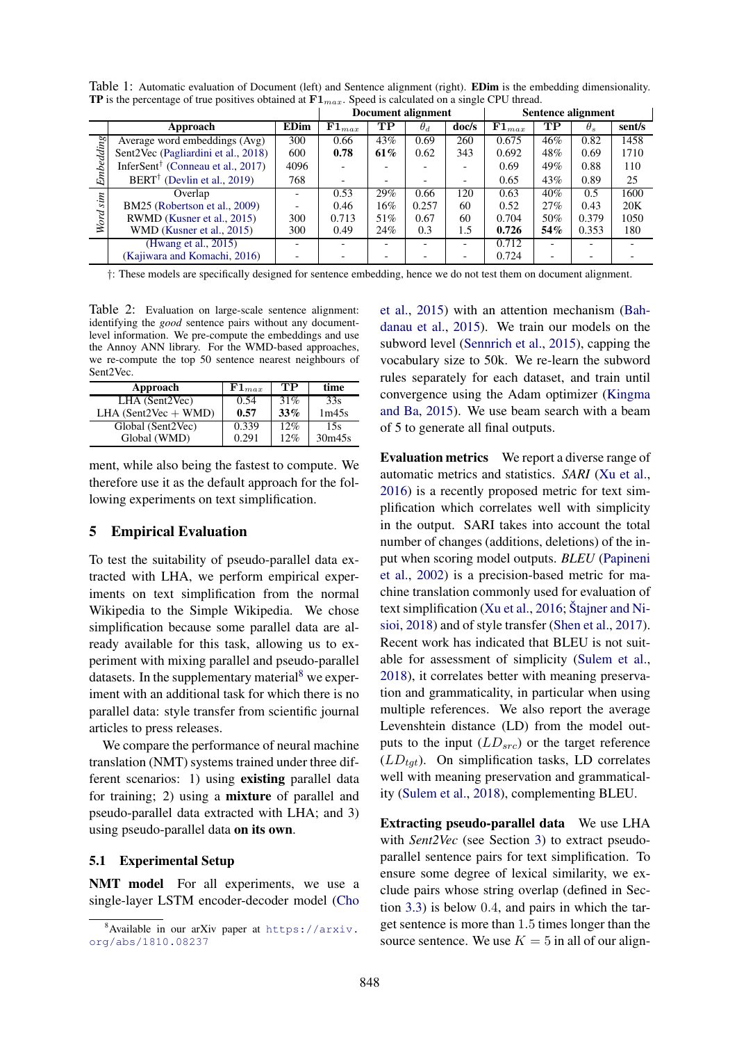Table 1: Automatic evaluation of Document (left) and Sentence alignment (right). **EDim** is the embedding dimensionality. **TP** is the percentage of true positives obtained at $\mathbf{F1}_{max}$. Speed is calculated on a single CPU thread.

| | Approach | EDim | Document alignment | | | | Sentence alignment | | | |
|---|---|---|---|---|---|---|---|---|---|---|
| | | | $\mathbf{F1}_{max}$ | TP | $\theta_d$ | doc/s | $\mathbf{F1}_{max}$ | TP | $\theta_s$ | sent/s |
| *Embedding* | Average word embeddings (Avg) | 300 | 0.66 | 43% | 0.69 | 260 | 0.675 | 46% | 0.82 | 1458 |
| | Sent2Vec (Pagliardini et al., 2018) | 600 | **0.78** | **61%** | 0.62 | 343 | 0.692 | 48% | 0.69 | 1710 |
| | InferSent† (Conneau et al., 2017) | 4096 | - | - | - | - | 0.69 | 49% | 0.88 | 110 |
| | BERT† (Devlin et al., 2019) | 768 | - | - | - | - | 0.65 | 43% | 0.89 | 25 |
| *Word sim* | Overlap | - | 0.53 | 29% | 0.66 | 120 | 0.63 | 40% | 0.5 | 1600 |
| | BM25 (Robertson et al., 2009) | - | 0.46 | 16% | 0.257 | 60 | 0.52 | 27% | 0.43 | 20K |
| | RWMD (Kusner et al., 2015) | 300 | 0.713 | 51% | 0.67 | 60 | 0.704 | 50% | 0.379 | 1050 |
| | WMD (Kusner et al., 2015) | 300 | 0.49 | 24% | 0.3 | 1.5 | **0.726** | **54%** | 0.353 | 180 |
| | (Hwang et al., 2015) | - | - | - | - | - | 0.712 | - | - | - |
| | (Kajiwara and Komachi, 2016) | - | - | - | - | - | 0.724 | - | - | - |

†: These models are specifically designed for sentence embedding, hence we do not test them on document alignment.

Table 2: Evaluation on large-scale sentence alignment: identifying the *good* sentence pairs without any document-level information. We pre-compute the embeddings and use the Annoy ANN library. For the WMD-based approaches, we re-compute the top 50 sentence nearest neighbours of Sent2Vec.

| Approach | $\mathbf{F1}_{max}$ | TP | time |
|---|---|---|---|
| LHA (Sent2Vec) | 0.54 | 31% | 33s |
| LHA (Sent2Vec + WMD) | **0.57** | **33%** | 1m45s |
| Global (Sent2Vec) | 0.339 | 12% | 15s |
| Global (WMD) | 0.291 | 12% | 30m45s |

ment, while also being the fastest to compute. We therefore use it as the default approach for the following experiments on text simplification.

## 5 Empirical Evaluation

To test the suitability of pseudo-parallel data extracted with LHA, we perform empirical experiments on text simplification from the normal Wikipedia to the Simple Wikipedia. We chose simplification because some parallel data are already available for this task, allowing us to experiment with mixing parallel and pseudo-parallel datasets. In the supplementary material[8] we experiment with an additional task for which there is no parallel data: style transfer from scientific journal articles to press releases.

We compare the performance of neural machine translation (NMT) systems trained under three different scenarios: 1) using **existing** parallel data for training; 2) using a **mixture** of parallel and pseudo-parallel data extracted with LHA; and 3) using pseudo-parallel data **on its own**.

### 5.1 Experimental Setup

**NMT model** For all experiments, we use a single-layer LSTM encoder-decoder model (Cho et al., 2015) with an attention mechanism (Bahdanau et al., 2015). We train our models on the subword level (Sennrich et al., 2015), capping the vocabulary size to 50k. We re-learn the subword rules separately for each dataset, and train until convergence using the Adam optimizer (Kingma and Ba, 2015). We use beam search with a beam of 5 to generate all final outputs.

**Evaluation metrics** We report a diverse range of automatic metrics and statistics. *SARI* (Xu et al., 2016) is a recently proposed metric for text simplification which correlates well with simplicity in the output. SARI takes into account the total number of changes (additions, deletions) of the input when scoring model outputs. *BLEU* (Papineni et al., 2002) is a precision-based metric for machine translation commonly used for evaluation of text simplification (Xu et al., 2016; Štajner and Nisioi, 2018) and of style transfer (Shen et al., 2017). Recent work has indicated that BLEU is not suitable for assessment of simplicity (Sulem et al., 2018), it correlates better with meaning preservation and grammaticality, in particular when using multiple references. We also report the average Levenshtein distance (LD) from the model outputs to the input ($LD_{src}$) or the target reference ($LD_{tgt}$). On simplification tasks, LD correlates well with meaning preservation and grammaticality (Sulem et al., 2018), complementing BLEU.

**Extracting pseudo-parallel data** We use LHA with *Sent2Vec* (see Section 3) to extract pseudo-parallel sentence pairs for text simplification. To ensure some degree of lexical similarity, we exclude pairs whose string overlap (defined in Section 3.3) is below 0.4, and pairs in which the target sentence is more than 1.5 times longer than the source sentence. We use $K = 5$ in all of our align-

[8]Available in our arXiv paper at https://arxiv.org/abs/1810.08237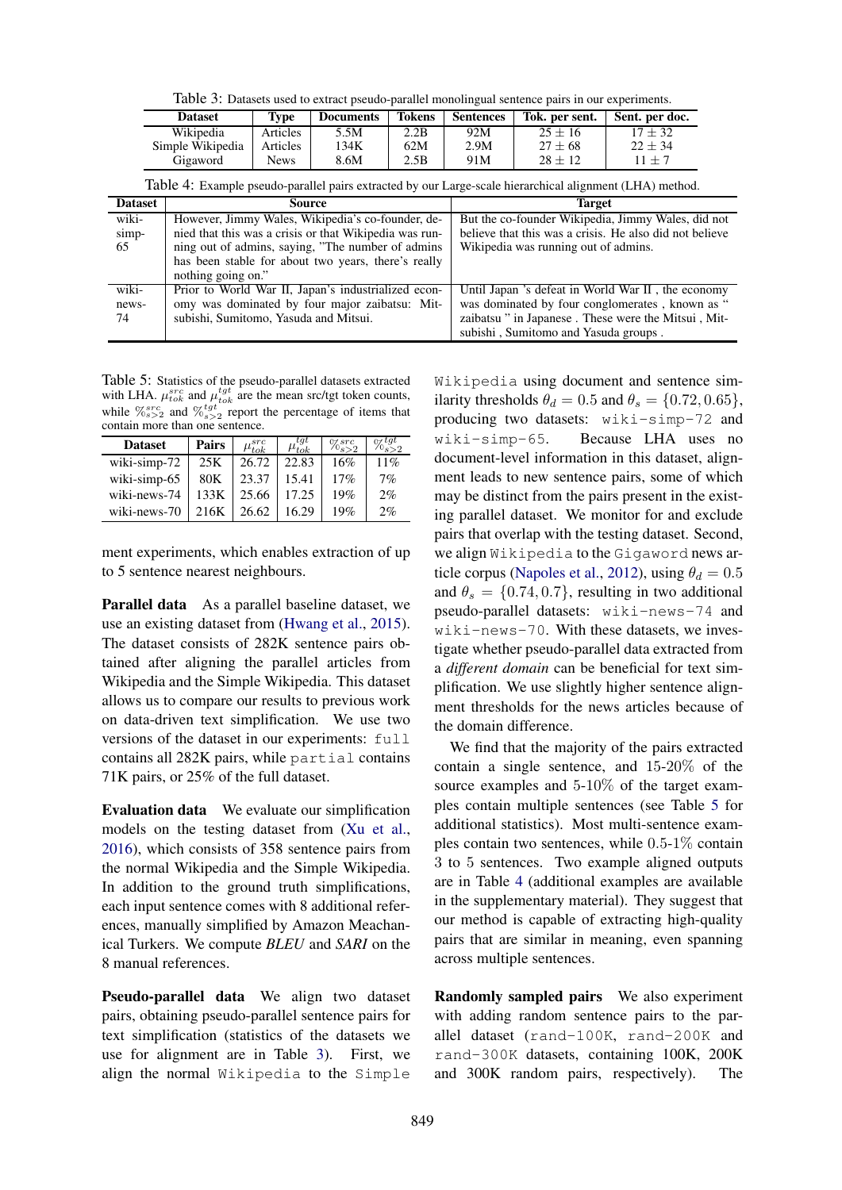Table 3: Datasets used to extract pseudo-parallel monolingual sentence pairs in our experiments.

| Dataset | Type | Documents | Tokens | Sentences | Tok. per sent. | Sent. per doc. |
|---|---|---|---|---|---|---|
| Wikipedia | Articles | 5.5M | 2.2B | 92M | $25 \pm 16$ | $17 \pm 32$ |
| Simple Wikipedia | Articles | 134K | 62M | 2.9M | $27 \pm 68$ | $22 \pm 34$ |
| Gigaword | News | 8.6M | 2.5B | 91M | $28 \pm 12$ | $11 \pm 7$ |

Table 4: Example pseudo-parallel pairs extracted by our Large-scale hierarchical alignment (LHA) method.

| Dataset | Source | Target |
|---|---|---|
| wiki-simp-65 | However, Jimmy Wales, Wikipedia's co-founder, denied that this was a crisis or that Wikipedia was running out of admins, saying, "The number of admins has been stable for about two years, there's really nothing going on." | But the co-founder Wikipedia, Jimmy Wales, did not believe that this was a crisis. He also did not believe Wikipedia was running out of admins. |
| wiki-news-74 | Prior to World War II, Japan's industrialized economy was dominated by four major zaibatsu: Mitsubishi, Sumitomo, Yasuda and Mitsui. | Until Japan 's defeat in World War II , the economy was dominated by four conglomerates , known as " zaibatsu " in Japanese . These were the Mitsui , Mitsubishi , Sumitomo and Yasuda groups . |

Table 5: Statistics of the pseudo-parallel datasets extracted with LHA. $\mu_{tok}^{src}$ and $\mu_{tok}^{tgt}$ are the mean src/tgt token counts, while $\%_{s>2}^{src}$ and $\%_{s>2}^{tgt}$ report the percentage of items that contain more than one sentence.

| Dataset | Pairs | $\mu_{tok}^{src}$ | $\mu_{tok}^{tgt}$ | $\%_{s>2}^{src}$ | $\%_{s>2}^{tgt}$ |
|---|---|---|---|---|---|
| wiki-simp-72 | 25K | 26.72 | 22.83 | 16% | 11% |
| wiki-simp-65 | 80K | 23.37 | 15.41 | 17% | 7% |
| wiki-news-74 | 133K | 25.66 | 17.25 | 19% | 2% |
| wiki-news-70 | 216K | 26.62 | 16.29 | 19% | 2% |

ment experiments, which enables extraction of up to 5 sentence nearest neighbours.

**Parallel data** As a parallel baseline dataset, we use an existing dataset from (Hwang et al., 2015). The dataset consists of 282K sentence pairs obtained after aligning the parallel articles from Wikipedia and the Simple Wikipedia. This dataset allows us to compare our results to previous work on data-driven text simplification. We use two versions of the dataset in our experiments: `full` contains all 282K pairs, while `partial` contains 71K pairs, or 25% of the full dataset.

**Evaluation data** We evaluate our simplification models on the testing dataset from (Xu et al., 2016), which consists of 358 sentence pairs from the normal Wikipedia and the Simple Wikipedia. In addition to the ground truth simplifications, each input sentence comes with 8 additional references, manually simplified by Amazon Meachanical Turkers. We compute *BLEU* and *SARI* on the 8 manual references.

**Pseudo-parallel data** We align two dataset pairs, obtaining pseudo-parallel sentence pairs for text simplification (statistics of the datasets we use for alignment are in Table 3). First, we align the normal `Wikipedia` to the `Simple Wikipedia` using document and sentence similarity thresholds $\theta_d = 0.5$ and $\theta_s = \{0.72, 0.65\}$, producing two datasets: `wiki-simp-72` and `wiki-simp-65`. Because LHA uses no document-level information in this dataset, alignment leads to new sentence pairs, some of which may be distinct from the pairs present in the existing parallel dataset. We monitor for and exclude pairs that overlap with the testing dataset. Second, we align `Wikipedia` to the `Gigaword` news article corpus (Napoles et al., 2012), using $\theta_d = 0.5$ and $\theta_s = \{0.74, 0.7\}$, resulting in two additional pseudo-parallel datasets: `wiki-news-74` and `wiki-news-70`. With these datasets, we investigate whether pseudo-parallel data extracted from a *different domain* can be beneficial for text simplification. We use slightly higher sentence alignment thresholds for the news articles because of the domain difference.

We find that the majority of the pairs extracted contain a single sentence, and 15-20% of the source examples and 5-10% of the target examples contain multiple sentences (see Table 5 for additional statistics). Most multi-sentence examples contain two sentences, while 0.5-1% contain 3 to 5 sentences. Two example aligned outputs are in Table 4 (additional examples are available in the supplementary material). They suggest that our method is capable of extracting high-quality pairs that are similar in meaning, even spanning across multiple sentences.

**Randomly sampled pairs** We also experiment with adding random sentence pairs to the parallel dataset (`rand-100K`, `rand-200K` and `rand-300K` datasets, containing 100K, 200K and 300K random pairs, respectively). The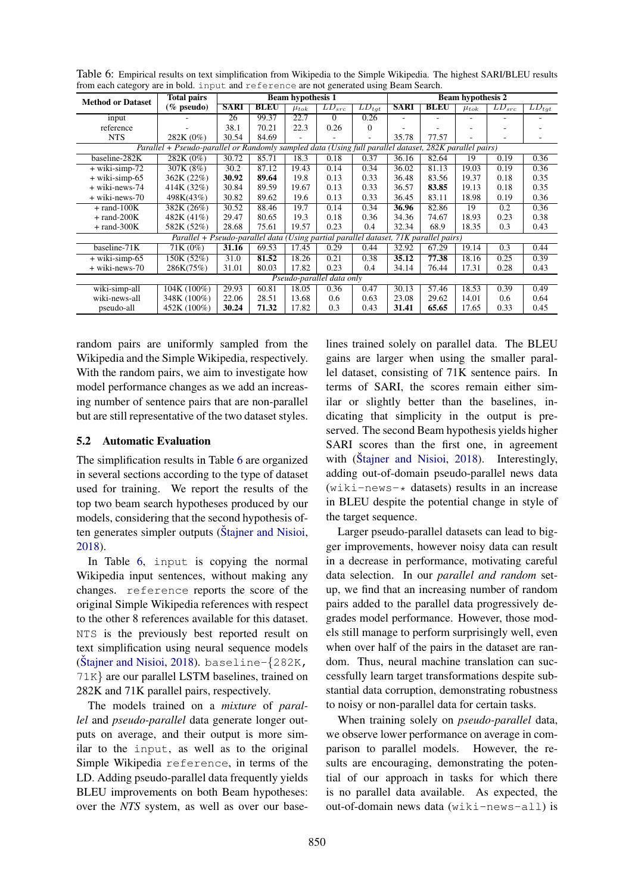Table 6: Empirical results on text simplification from Wikipedia to the Simple Wikipedia. The highest SARI/BLEU results from each category are in bold. `input` and `reference` are not generated using Beam Search.

| Method or Dataset | Total pairs (% pseudo) | Beam hypothesis 1 | | | | | Beam hypothesis 2 | | | | |
|---|---|---|---|---|---|---|---|---|---|---|---|
| | | SARI | BLEU | $\mu_{tok}$ | $LD_{src}$ | $LD_{tgt}$ | SARI | BLEU | $\mu_{tok}$ | $LD_{src}$ | $LD_{tgt}$ |
| input | - | 26 | 99.37 | 22.7 | 0 | 0.26 | - | - | - | - | - |
| reference | - | 38.1 | 70.21 | 22.3 | 0.26 | 0 | - | - | - | - | - |
| NTS | 282K (0%) | 30.54 | 84.69 | - | - | - | 35.78 | 77.57 | - | - | - |
| *Parallel + Pseudo-parallel or Randomly sampled data (Using full parallel dataset, 282K parallel pairs)* | | | | | | | | | | | |
| baseline-282K | 282K (0%) | 30.72 | 85.71 | 18.3 | 0.18 | 0.37 | 36.16 | 82.64 | 19 | 0.19 | 0.36 |
| + wiki-simp-72 | 307K (8%) | 30.2 | 87.12 | 19.43 | 0.14 | 0.34 | 36.02 | 81.13 | 19.03 | 0.19 | 0.36 |
| + wiki-simp-65 | 362K (22%) | **30.92** | **89.64** | 19.8 | 0.13 | 0.33 | 36.48 | 83.56 | 19.37 | 0.18 | 0.35 |
| + wiki-news-74 | 414K (32%) | 30.84 | 89.59 | 19.67 | 0.13 | 0.33 | 36.57 | **83.85** | 19.13 | 0.18 | 0.35 |
| + wiki-news-70 | 498K(43%) | 30.82 | 89.62 | 19.6 | 0.13 | 0.33 | 36.45 | 83.11 | 18.98 | 0.19 | 0.36 |
| + rand-100K | 382K (26%) | 30.52 | 88.46 | 19.7 | 0.14 | 0.34 | **36.96** | 82.86 | 19 | 0.2 | 0.36 |
| + rand-200K | 482K (41%) | 29.47 | 80.65 | 19.3 | 0.18 | 0.36 | 34.36 | 74.67 | 18.93 | 0.23 | 0.38 |
| + rand-300K | 582K (52%) | 28.68 | 75.61 | 19.57 | 0.23 | 0.4 | 32.34 | 68.9 | 18.35 | 0.3 | 0.43 |
| *Parallel + Pseudo-parallel data (Using partial parallel dataset, 71K parallel pairs)* | | | | | | | | | | | |
| baseline-71K | 71K (0%) | **31.16** | 69.53 | 17.45 | 0.29 | 0.44 | 32.92 | 67.29 | 19.14 | 0.3 | 0.44 |
| + wiki-simp-65 | 150K (52%) | 31.0 | **81.52** | 18.26 | 0.21 | 0.38 | **35.12** | **77.38** | 18.16 | 0.25 | 0.39 |
| + wiki-news-70 | 286K(75%) | 31.01 | 80.03 | 17.82 | 0.23 | 0.4 | 34.14 | 76.44 | 17.31 | 0.28 | 0.43 |
| *Pseudo-parallel data only* | | | | | | | | | | | |
| wiki-simp-all | 104K (100%) | 29.93 | 60.81 | 18.05 | 0.36 | 0.47 | 30.13 | 57.46 | 18.53 | 0.39 | 0.49 |
| wiki-news-all | 348K (100%) | 22.06 | 28.51 | 13.68 | 0.6 | 0.63 | 23.08 | 29.62 | 14.01 | 0.6 | 0.64 |
| pseudo-all | 452K (100%) | **30.24** | **71.32** | 17.82 | 0.3 | 0.43 | **31.41** | **65.65** | 17.65 | 0.33 | 0.45 |

random pairs are uniformly sampled from the Wikipedia and the Simple Wikipedia, respectively. With the random pairs, we aim to investigate how model performance changes as we add an increasing number of sentence pairs that are non-parallel but are still representative of the two dataset styles.

### 5.2 Automatic Evaluation

The simplification results in Table 6 are organized in several sections according to the type of dataset used for training. We report the results of the top two beam search hypotheses produced by our models, considering that the second hypothesis often generates simpler outputs (Štajner and Nisioi, 2018).

In Table 6, `input` is copying the normal Wikipedia input sentences, without making any changes. `reference` reports the score of the original Simple Wikipedia references with respect to the other 8 references available for this dataset. `NTS` is the previously best reported result on text simplification using neural sequence models (Štajner and Nisioi, 2018). `baseline-{282K, 71K}` are our parallel LSTM baselines, trained on 282K and 71K parallel pairs, respectively.

The models trained on a *mixture* of *parallel* and *pseudo-parallel* data generate longer outputs on average, and their output is more similar to the `input`, as well as to the original Simple Wikipedia `reference`, in terms of the LD. Adding pseudo-parallel data frequently yields BLEU improvements on both Beam hypotheses: over the *NTS* system, as well as over our baselines trained solely on parallel data. The BLEU gains are larger when using the smaller parallel dataset, consisting of 71K sentence pairs. In terms of SARI, the scores remain either similar or slightly better than the baselines, indicating that simplicity in the output is preserved. The second Beam hypothesis yields higher SARI scores than the first one, in agreement with (Štajner and Nisioi, 2018). Interestingly, adding out-of-domain pseudo-parallel news data (`wiki-news-*` datasets) results in an increase in BLEU despite the potential change in style of the target sequence.

Larger pseudo-parallel datasets can lead to bigger improvements, however noisy data can result in a decrease in performance, motivating careful data selection. In our *parallel and random* setup, we find that an increasing number of random pairs added to the parallel data progressively degrades model performance. However, those models still manage to perform surprisingly well, even when over half of the pairs in the dataset are random. Thus, neural machine translation can successfully learn target transformations despite substantial data corruption, demonstrating robustness to noisy or non-parallel data for certain tasks.

When training solely on *pseudo-parallel* data, we observe lower performance on average in comparison to parallel models. However, the results are encouraging, demonstrating the potential of our approach in tasks for which there is no parallel data available. As expected, the out-of-domain news data (`wiki-news-all`) is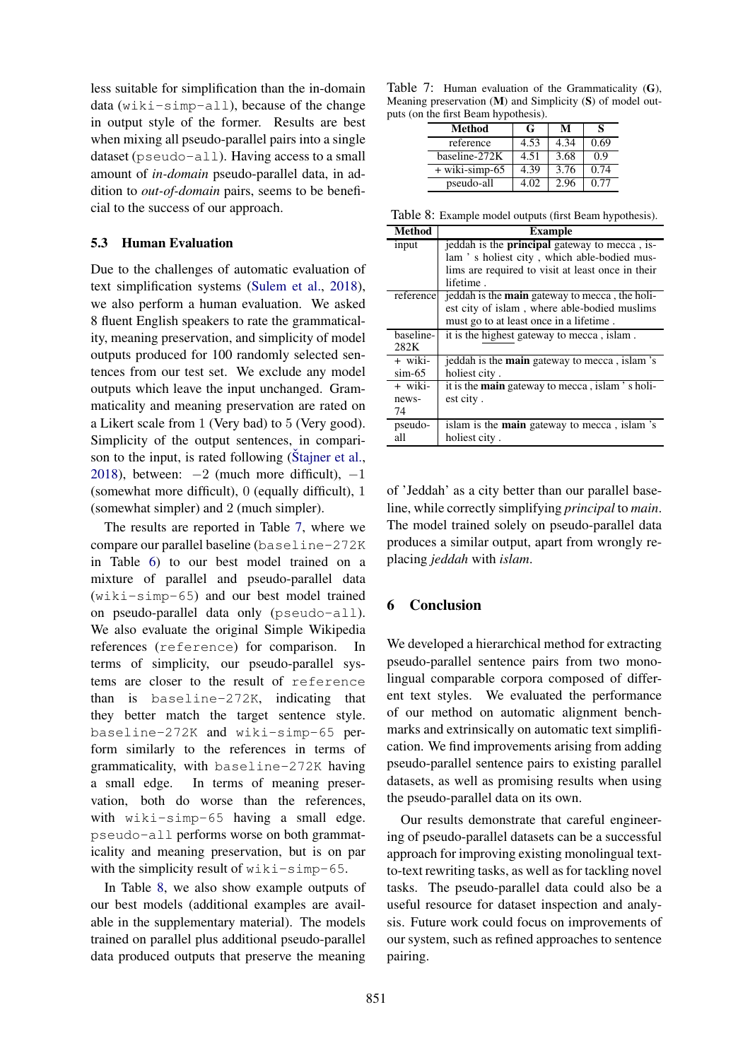less suitable for simplification than the in-domain data (`wiki-simp-all`), because of the change in output style of the former. Results are best when mixing all pseudo-parallel pairs into a single dataset (`pseudo-all`). Having access to a small amount of *in-domain* pseudo-parallel data, in addition to *out-of-domain* pairs, seems to be beneficial to the success of our approach.

### 5.3 Human Evaluation

Due to the challenges of automatic evaluation of text simplification systems (Sulem et al., 2018), we also perform a human evaluation. We asked 8 fluent English speakers to rate the grammaticality, meaning preservation, and simplicity of model outputs produced for 100 randomly selected sentences from our test set. We exclude any model outputs which leave the input unchanged. Grammaticality and meaning preservation are rated on a Likert scale from 1 (Very bad) to 5 (Very good). Simplicity of the output sentences, in comparison to the input, is rated following (Štajner et al., 2018), between: $-2$ (much more difficult), $-1$ (somewhat more difficult), 0 (equally difficult), 1 (somewhat simpler) and 2 (much simpler).

The results are reported in Table 7, where we compare our parallel baseline (`baseline-272K` in Table 6) to our best model trained on a mixture of parallel and pseudo-parallel data (`wiki-simp-65`) and our best model trained on pseudo-parallel data only (`pseudo-all`). We also evaluate the original Simple Wikipedia references (`reference`) for comparison. In terms of simplicity, our pseudo-parallel systems are closer to the result of `reference` than is `baseline-272K`, indicating that they better match the target sentence style. `baseline-272K` and `wiki-simp-65` perform similarly to the references in terms of grammaticality, with `baseline-272K` having a small edge. In terms of meaning preservation, both do worse than the references, with `wiki-simp-65` having a small edge. `pseudo-all` performs worse on both grammaticality and meaning preservation, but is on par with the simplicity result of `wiki-simp-65`.

In Table 8, we also show example outputs of our best models (additional examples are available in the supplementary material). The models trained on parallel plus additional pseudo-parallel data produced outputs that preserve the meaning of 'Jeddah' as a city better than our parallel baseline, while correctly simplifying *principal* to *main*. The model trained solely on pseudo-parallel data produces a similar output, apart from wrongly replacing *jeddah* with *islam*.

Table 7: Human evaluation of the Grammaticality (**G**), Meaning preservation (**M**) and Simplicity (**S**) of model outputs (on the first Beam hypothesis).

| Method | G | M | S |
|---|---|---|---|
| reference | 4.53 | 4.34 | 0.69 |
| baseline-272K | 4.51 | 3.68 | 0.9 |
| + wiki-simp-65 | 4.39 | 3.76 | 0.74 |
| pseudo-all | 4.02 | 2.96 | 0.77 |

Table 8: Example model outputs (first Beam hypothesis).

| Method | Example |
|---|---|
| input | jeddah is the **principal** gateway to mecca , islam ' s holiest city , which able-bodied muslims are required to visit at least once in their lifetime . |
| reference | jeddah is the **main** gateway to mecca , the holiest city of islam , where able-bodied muslims must go to at least once in a lifetime . |
| baseline-282K | it is the highest gateway to mecca , islam . |
| + wiki-sim-65 | jeddah is the **main** gateway to mecca , islam 's holiest city . |
| + wiki-news-74 | it is the **main** gateway to mecca , islam ' s holiest city . |
| pseudo-all | islam is the **main** gateway to mecca , islam 's holiest city . |

## 6 Conclusion

We developed a hierarchical method for extracting pseudo-parallel sentence pairs from two monolingual comparable corpora composed of different text styles. We evaluated the performance of our method on automatic alignment benchmarks and extrinsically on automatic text simplification. We find improvements arising from adding pseudo-parallel sentence pairs to existing parallel datasets, as well as promising results when using the pseudo-parallel data on its own.

Our results demonstrate that careful engineering of pseudo-parallel datasets can be a successful approach for improving existing monolingual text-to-text rewriting tasks, as well as for tackling novel tasks. The pseudo-parallel data could also be a useful resource for dataset inspection and analysis. Future work could focus on improvements of our system, such as refined approaches to sentence pairing.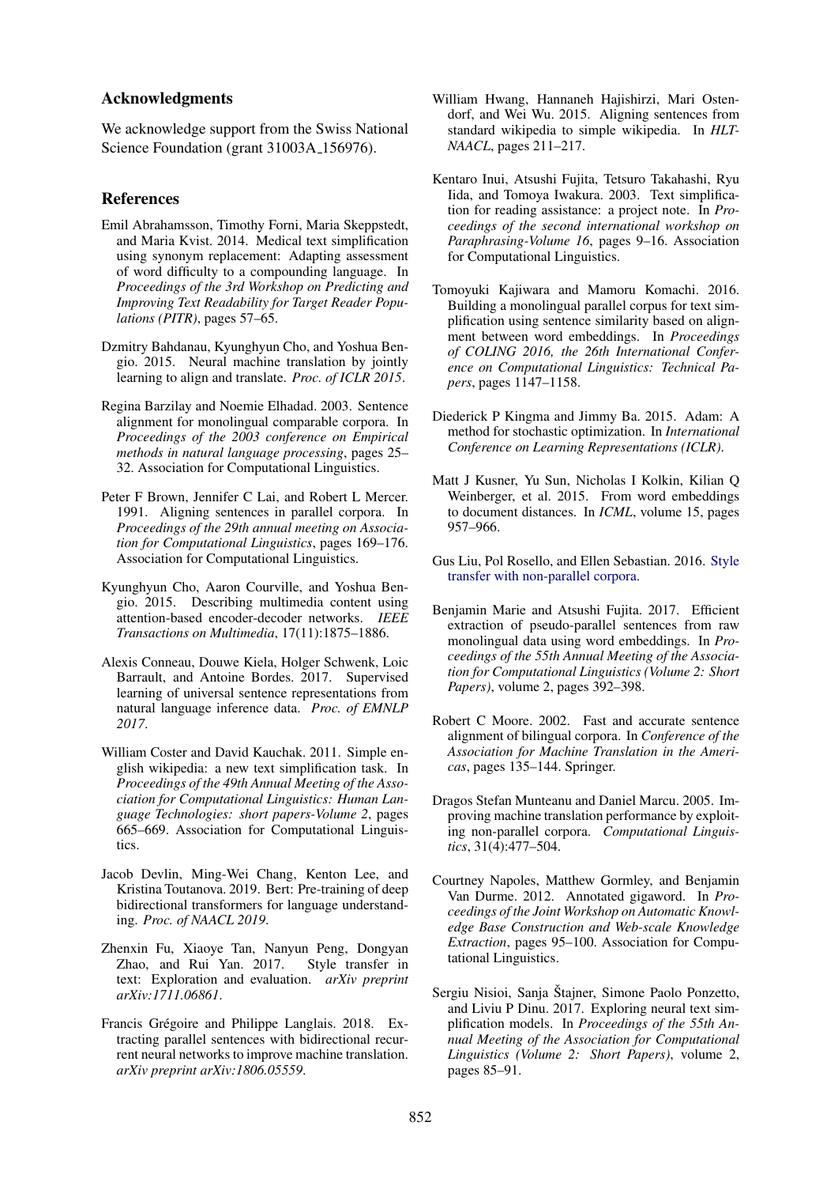## Acknowledgments

We acknowledge support from the Swiss National Science Foundation (grant 31003A_156976).

## References

Emil Abrahamsson, Timothy Forni, Maria Skeppstedt, and Maria Kvist. 2014. Medical text simplification using synonym replacement: Adapting assessment of word difficulty to a compounding language. In *Proceedings of the 3rd Workshop on Predicting and Improving Text Readability for Target Reader Populations (PITR)*, pages 57–65.

Dzmitry Bahdanau, Kyunghyun Cho, and Yoshua Bengio. 2015. Neural machine translation by jointly learning to align and translate. *Proc. of ICLR 2015*.

Regina Barzilay and Noemie Elhadad. 2003. Sentence alignment for monolingual comparable corpora. In *Proceedings of the 2003 conference on Empirical methods in natural language processing*, pages 25–32. Association for Computational Linguistics.

Peter F Brown, Jennifer C Lai, and Robert L Mercer. 1991. Aligning sentences in parallel corpora. In *Proceedings of the 29th annual meeting on Association for Computational Linguistics*, pages 169–176. Association for Computational Linguistics.

Kyunghyun Cho, Aaron Courville, and Yoshua Bengio. 2015. Describing multimedia content using attention-based encoder-decoder networks. *IEEE Transactions on Multimedia*, 17(11):1875–1886.

Alexis Conneau, Douwe Kiela, Holger Schwenk, Loic Barrault, and Antoine Bordes. 2017. Supervised learning of universal sentence representations from natural language inference data. *Proc. of EMNLP 2017*.

William Coster and David Kauchak. 2011. Simple english wikipedia: a new text simplification task. In *Proceedings of the 49th Annual Meeting of the Association for Computational Linguistics: Human Language Technologies: short papers-Volume 2*, pages 665–669. Association for Computational Linguistics.

Jacob Devlin, Ming-Wei Chang, Kenton Lee, and Kristina Toutanova. 2019. Bert: Pre-training of deep bidirectional transformers for language understanding. *Proc. of NAACL 2019*.

Zhenxin Fu, Xiaoye Tan, Nanyun Peng, Dongyan Zhao, and Rui Yan. 2017. Style transfer in text: Exploration and evaluation. *arXiv preprint arXiv:1711.06861*.

Francis Grégoire and Philippe Langlais. 2018. Extracting parallel sentences with bidirectional recurrent neural networks to improve machine translation. *arXiv preprint arXiv:1806.05559*.

William Hwang, Hannaneh Hajishirzi, Mari Ostendorf, and Wei Wu. 2015. Aligning sentences from standard wikipedia to simple wikipedia. In *HLT-NAACL*, pages 211–217.

Kentaro Inui, Atsushi Fujita, Tetsuro Takahashi, Ryu Iida, and Tomoya Iwakura. 2003. Text simplification for reading assistance: a project note. In *Proceedings of the second international workshop on Paraphrasing-Volume 16*, pages 9–16. Association for Computational Linguistics.

Tomoyuki Kajiwara and Mamoru Komachi. 2016. Building a monolingual parallel corpus for text simplification using sentence similarity based on alignment between word embeddings. In *Proceedings of COLING 2016, the 26th International Conference on Computational Linguistics: Technical Papers*, pages 1147–1158.

Diederick P Kingma and Jimmy Ba. 2015. Adam: A method for stochastic optimization. In *International Conference on Learning Representations (ICLR)*.

Matt J Kusner, Yu Sun, Nicholas I Kolkin, Kilian Q Weinberger, et al. 2015. From word embeddings to document distances. In *ICML*, volume 15, pages 957–966.

Gus Liu, Pol Rosello, and Ellen Sebastian. 2016. Style transfer with non-parallel corpora.

Benjamin Marie and Atsushi Fujita. 2017. Efficient extraction of pseudo-parallel sentences from raw monolingual data using word embeddings. In *Proceedings of the 55th Annual Meeting of the Association for Computational Linguistics (Volume 2: Short Papers)*, volume 2, pages 392–398.

Robert C Moore. 2002. Fast and accurate sentence alignment of bilingual corpora. In *Conference of the Association for Machine Translation in the Americas*, pages 135–144. Springer.

Dragos Stefan Munteanu and Daniel Marcu. 2005. Improving machine translation performance by exploiting non-parallel corpora. *Computational Linguistics*, 31(4):477–504.

Courtney Napoles, Matthew Gormley, and Benjamin Van Durme. 2012. Annotated gigaword. In *Proceedings of the Joint Workshop on Automatic Knowledge Base Construction and Web-scale Knowledge Extraction*, pages 95–100. Association for Computational Linguistics.

Sergiu Nisioi, Sanja Štajner, Simone Paolo Ponzetto, and Liviu P Dinu. 2017. Exploring neural text simplification models. In *Proceedings of the 55th Annual Meeting of the Association for Computational Linguistics (Volume 2: Short Papers)*, volume 2, pages 85–91.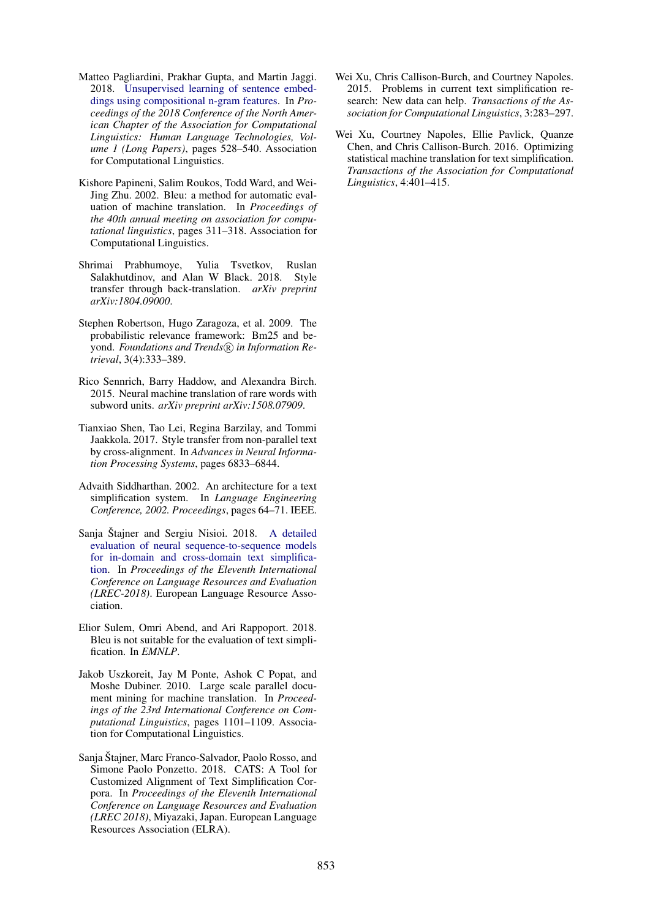Matteo Pagliardini, Prakhar Gupta, and Martin Jaggi. 2018. Unsupervised learning of sentence embeddings using compositional n-gram features. In *Proceedings of the 2018 Conference of the North American Chapter of the Association for Computational Linguistics: Human Language Technologies, Volume 1 (Long Papers)*, pages 528–540. Association for Computational Linguistics.

Kishore Papineni, Salim Roukos, Todd Ward, and Wei-Jing Zhu. 2002. Bleu: a method for automatic evaluation of machine translation. In *Proceedings of the 40th annual meeting on association for computational linguistics*, pages 311–318. Association for Computational Linguistics.

Shrimai Prabhumoye, Yulia Tsvetkov, Ruslan Salakhutdinov, and Alan W Black. 2018. Style transfer through back-translation. *arXiv preprint arXiv:1804.09000*.

Stephen Robertson, Hugo Zaragoza, et al. 2009. The probabilistic relevance framework: Bm25 and beyond. *Foundations and Trends® in Information Retrieval*, 3(4):333–389.

Rico Sennrich, Barry Haddow, and Alexandra Birch. 2015. Neural machine translation of rare words with subword units. *arXiv preprint arXiv:1508.07909*.

Tianxiao Shen, Tao Lei, Regina Barzilay, and Tommi Jaakkola. 2017. Style transfer from non-parallel text by cross-alignment. In *Advances in Neural Information Processing Systems*, pages 6833–6844.

Advaith Siddharthan. 2002. An architecture for a text simplification system. In *Language Engineering Conference, 2002. Proceedings*, pages 64–71. IEEE.

Sanja Štajner and Sergiu Nisioi. 2018. A detailed evaluation of neural sequence-to-sequence models for in-domain and cross-domain text simplification. In *Proceedings of the Eleventh International Conference on Language Resources and Evaluation (LREC-2018)*. European Language Resource Association.

Elior Sulem, Omri Abend, and Ari Rappoport. 2018. Bleu is not suitable for the evaluation of text simplification. In *EMNLP*.

Jakob Uszkoreit, Jay M Ponte, Ashok C Popat, and Moshe Dubiner. 2010. Large scale parallel document mining for machine translation. In *Proceedings of the 23rd International Conference on Computational Linguistics*, pages 1101–1109. Association for Computational Linguistics.

Sanja Štajner, Marc Franco-Salvador, Paolo Rosso, and Simone Paolo Ponzetto. 2018. CATS: A Tool for Customized Alignment of Text Simplification Corpora. In *Proceedings of the Eleventh International Conference on Language Resources and Evaluation (LREC 2018)*, Miyazaki, Japan. European Language Resources Association (ELRA).

Wei Xu, Chris Callison-Burch, and Courtney Napoles. 2015. Problems in current text simplification research: New data can help. *Transactions of the Association for Computational Linguistics*, 3:283–297.

Wei Xu, Courtney Napoles, Ellie Pavlick, Quanze Chen, and Chris Callison-Burch. 2016. Optimizing statistical machine translation for text simplification. *Transactions of the Association for Computational Linguistics*, 4:401–415.